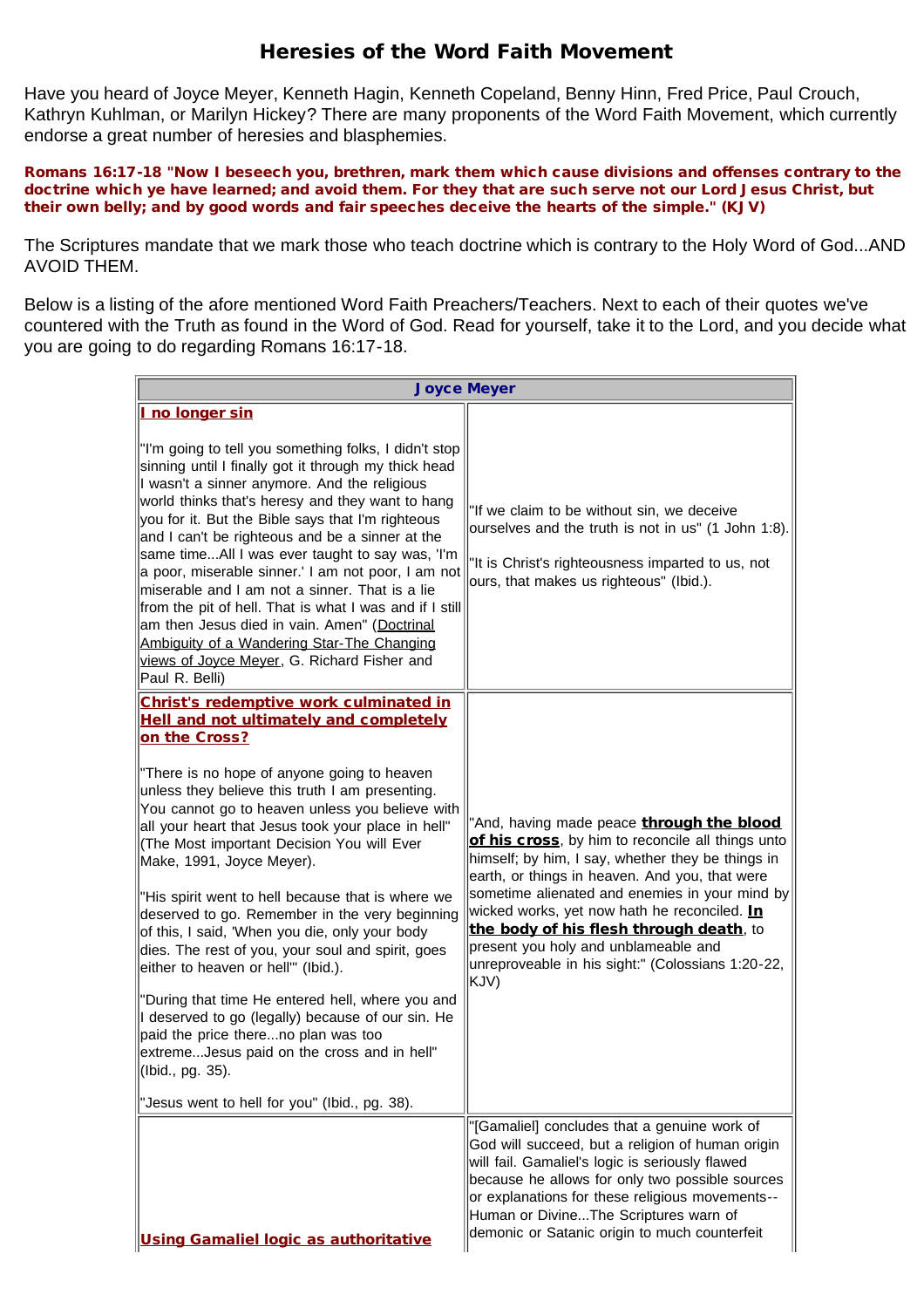# Heresies of the Word Faith Movement

Have you heard of Joyce Meyer, Kenneth Hagin, Kenneth Copeland, Benny Hinn, Fred Price, Paul Crouch, Kathryn Kuhlman, or Marilyn Hickey? There are many proponents of the Word Faith Movement, which currently endorse a great number of heresies and blasphemies.

**Romans 16:17-18 "Now I beseech you, brethren, mark them which cause divisions and offenses contrary to the doctrine which ye have learned; and avoid them. For they that are such serve not our Lord Jesus Christ, but their own belly; and by good words and fair speeches deceive the hearts of the simple." (KJV)**

The Scriptures mandate that we mark those who teach doctrine which is contrary to the Holy Word of God...AND AVOID THEM.

Below is a listing of the afore mentioned Word Faith Preachers/Teachers. Next to each of their quotes we've countered with the Truth as found in the Word of God. Read for yourself, take it to the Lord, and you decide what you are going to do regarding Romans 16:17-18.

| **Joyce Meyer** | |
|---|---|
| **I no longer sin**<br><br>"I'm going to tell you something folks, I didn't stop sinning until I finally got it through my thick head I wasn't a sinner anymore. And the religious world thinks that's heresy and they want to hang you for it. But the Bible says that I'm righteous and I can't be righteous and be a sinner at the same time...All I was ever taught to say was, 'I'm a poor, miserable sinner.' I am not poor, I am not miserable and I am not a sinner. That is a lie from the pit of hell. That is what I was and if I still am then Jesus died in vain. Amen" (Doctrinal Ambiguity of a Wandering Star-The Changing views of Joyce Meyer, G. Richard Fisher and Paul R. Belli) | "If we claim to be without sin, we deceive ourselves and the truth is not in us" (1 John 1:8).<br><br>"It is Christ's righteousness imparted to us, not ours, that makes us righteous" (Ibid.). |
| **Christ's redemptive work culminated in Hell and not ultimately and completely on the Cross?**<br><br>"There is no hope of anyone going to heaven unless they believe this truth I am presenting. You cannot go to heaven unless you believe with all your heart that Jesus took your place in hell" (The Most important Decision You will Ever Make, 1991, Joyce Meyer).<br><br>"His spirit went to hell because that is where we deserved to go. Remember in the very beginning of this, I said, 'When you die, only your body dies. The rest of you, your soul and spirit, goes either to heaven or hell'" (Ibid.).<br><br>"During that time He entered hell, where you and I deserved to go (legally) because of our sin. He paid the price there...no plan was too extreme...Jesus paid on the cross and in hell" (Ibid., pg. 35).<br><br>"Jesus went to hell for you" (Ibid., pg. 38). | "And, having made peace **through the blood of his cross**, by him to reconcile all things unto himself; by him, I say, whether they be things in earth, or things in heaven. And you, that were sometime alienated and enemies in your mind by wicked works, yet now hath he reconciled. **In the body of his flesh through death**, to present you holy and unblameable and unreproveable in his sight:" (Colossians 1:20-22, KJV) |
| **Using Gamaliel logic as authoritative** | "[Gamaliel] concludes that a genuine work of God will succeed, but a religion of human origin will fail. Gamaliel's logic is seriously flawed because he allows for only two possible sources or explanations for these religious movements--Human or Divine...The Scriptures warn of demonic or Satanic origin to much counterfeit |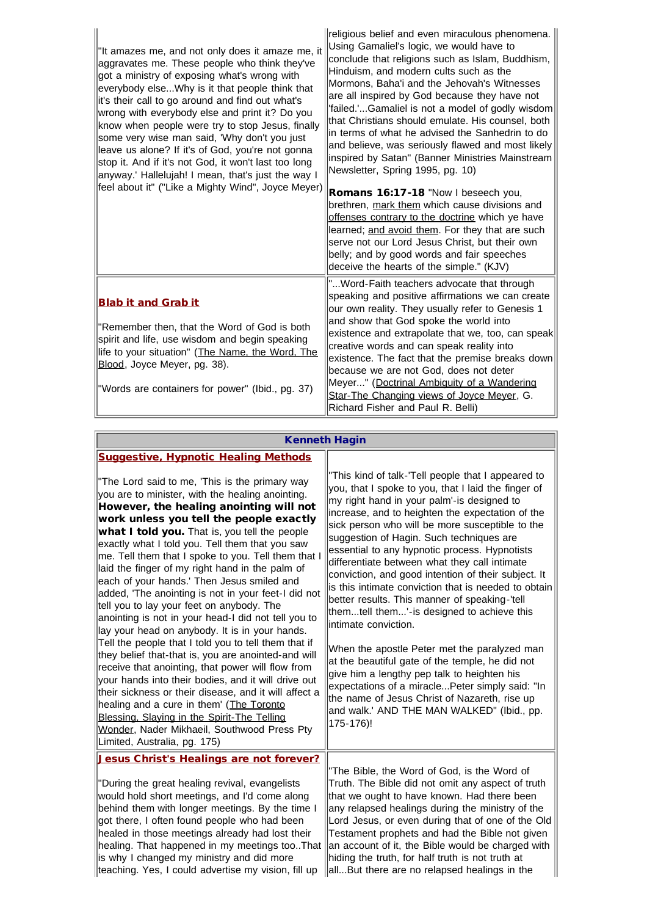| | |
|---|---|
| "It amazes me, and not only does it amaze me, it aggravates me. These people who think they've got a ministry of exposing what's wrong with everybody else...Why is it that people think that it's their call to go around and find out what's wrong with everybody else and print it? Do you know when people were try to stop Jesus, finally some very wise man said, 'Why don't you just leave us alone? If it's of God, you're not gonna stop it. And if it's not God, it won't last too long anyway.' Hallelujah! I mean, that's just the way I feel about it" ("Like a Mighty Wind", Joyce Meyer) | religious belief and even miraculous phenomena. Using Gamaliel's logic, we would have to conclude that religions such as Islam, Buddhism, Hinduism, and modern cults such as the Mormons, Baha'i and the Jehovah's Witnesses are all inspired by God because they have not 'failed.'...Gamaliel is not a model of godly wisdom that Christians should emulate. His counsel, both in terms of what he advised the Sanhedrin to do and believe, was seriously flawed and most likely inspired by Satan" (Banner Ministries Mainstream Newsletter, Spring 1995, pg. 10)<br><br>**Romans 16:17-18** "Now I beseech you, brethren, mark them which cause divisions and offenses contrary to the doctrine which ye have learned; and avoid them. For they that are such serve not our Lord Jesus Christ, but their own belly; and by good words and fair speeches deceive the hearts of the simple." (KJV) |
| **Blab it and Grab it**<br><br>"Remember then, that the Word of God is both spirit and life, use wisdom and begin speaking life to your situation" (The Name, the Word, The Blood, Joyce Meyer, pg. 38).<br><br>"Words are containers for power" (Ibid., pg. 37) | "...Word-Faith teachers advocate that through speaking and positive affirmations we can create our own reality. They usually refer to Genesis 1 and show that God spoke the world into existence and extrapolate that we, too, can speak creative words and can speak reality into existence. The fact that the premise breaks down because we are not God, does not deter Meyer..." (Doctrinal Ambiguity of a Wandering Star-The Changing views of Joyce Meyer, G. Richard Fisher and Paul R. Belli) |

| Kenneth Hagin | |
|---|---|
| **Suggestive, Hypnotic Healing Methods**<br><br>"The Lord said to me, 'This is the primary way you are to minister, with the healing anointing. **However, the healing anointing will not work unless you tell the people exactly what I told you.** That is, you tell the people exactly what I told you. Tell them that you saw me. Tell them that I spoke to you. Tell them that I laid the finger of my right hand in the palm of each of your hands.' Then Jesus smiled and added, 'The anointing is not in your feet-I did not tell you to lay your feet on anybody. The anointing is not in your head-I did not tell you to lay your head on anybody. It is in your hands. Tell the people that I told you to tell them that if they belief that-that is, you are anointed-and will receive that anointing, that power will flow from your hands into their bodies, and it will drive out their sickness or their disease, and it will affect a healing and a cure in them' (The Toronto Blessing, Slaying in the Spirit-The Telling Wonder, Nader Mikhaeil, Southwood Press Pty Limited, Australia, pg. 175) | "This kind of talk-'Tell people that I appeared to you, that I spoke to you, that I laid the finger of my right hand in your palm'-is designed to increase, and to heighten the expectation of the sick person who will be more susceptible to the suggestion of Hagin. Such techniques are essential to any hypnotic process. Hypnotists differentiate between what they call intimate conviction, and good intention of their subject. It is this intimate conviction that is needed to obtain better results. This manner of speaking-'tell them...tell them...'-is designed to achieve this intimate conviction.<br><br>When the apostle Peter met the paralyzed man at the beautiful gate of the temple, he did not give him a lengthy pep talk to heighten his expectations of a miracle...Peter simply said: "In the name of Jesus Christ of Nazareth, rise up and walk.' AND THE MAN WALKED" (Ibid., pp. 175-176)! |
| **Jesus Christ's Healings are not forever?**<br><br>"During the great healing revival, evangelists would hold short meetings, and I'd come along behind them with longer meetings. By the time I got there, I often found people who had been healed in those meetings already had lost their healing. That happened in my meetings too..That is why I changed my ministry and did more teaching. Yes, I could advertise my vision, fill up | "The Bible, the Word of God, is the Word of Truth. The Bible did not omit any aspect of truth that we ought to have known. Had there been any relapsed healings during the ministry of the Lord Jesus, or even during that of one of the Old Testament prophets and had the Bible not given an account of it, the Bible would be charged with hiding the truth, for half truth is not truth at all...But there are no relapsed healings in the |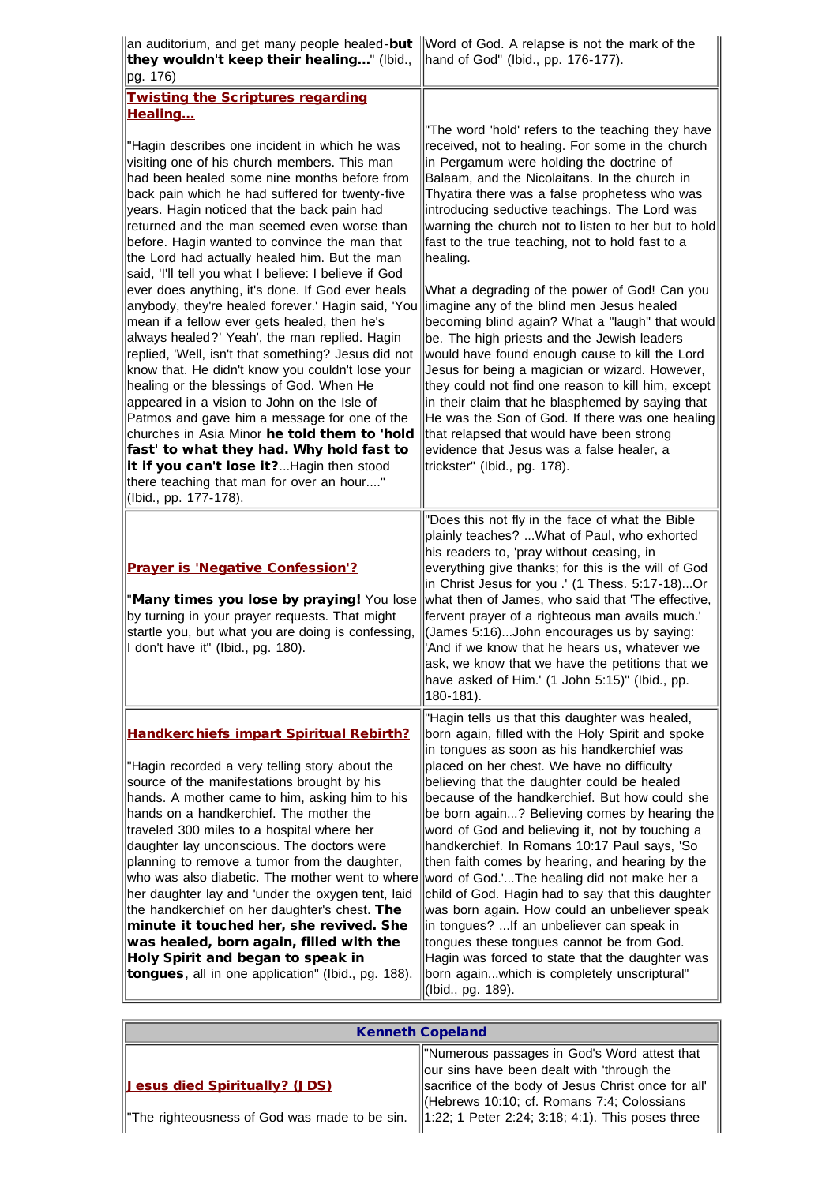| | |
|---|---|
| an auditorium, and get many people healed-**but they wouldn't keep their healing...**" (Ibid., pg. 176) | Word of God. A relapse is not the mark of the hand of God" (Ibid., pp. 176-177). |
| **Twisting the Scriptures regarding Healing...**<br><br>"Hagin describes one incident in which he was visiting one of his church members. This man had been healed some nine months before from back pain which he had suffered for twenty-five years. Hagin noticed that the back pain had returned and the man seemed even worse than before. Hagin wanted to convince the man that the Lord had actually healed him. But the man said, 'I'll tell you what I believe: I believe if God ever does anything, it's done. If God ever heals anybody, they're healed forever.' Hagin said, 'You mean if a fellow ever gets healed, then he's always healed?' Yeah', the man replied. Hagin replied, 'Well, isn't that something? Jesus did not know that. He didn't know you couldn't lose your healing or the blessings of God. When He appeared in a vision to John on the Isle of Patmos and gave him a message for one of the churches in Asia Minor **he told them to 'hold fast' to what they had. Why hold fast to it if you can't lose it?**...Hagin then stood there teaching that man for over an hour...." (Ibid., pp. 177-178). | "The word 'hold' refers to the teaching they have received, not to healing. For some in the church in Pergamum were holding the doctrine of Balaam, and the Nicolaitans. In the church in Thyatira there was a false prophetess who was introducing seductive teachings. The Lord was warning the church not to listen to her but to hold fast to the true teaching, not to hold fast to a healing.<br><br>What a degrading of the power of God! Can you imagine any of the blind men Jesus healed becoming blind again? What a "laugh" that would be. The high priests and the Jewish leaders would have found enough cause to kill the Lord Jesus for being a magician or wizard. However, they could not find one reason to kill him, except in their claim that he blasphemed by saying that He was the Son of God. If there was one healing that relapsed that would have been strong evidence that Jesus was a false healer, a trickster" (Ibid., pg. 178). |
| **Prayer is 'Negative Confession'?**<br><br>"**Many times you lose by praying!** You lose by turning in your prayer requests. That might startle you, but what you are doing is confessing, I don't have it" (Ibid., pg. 180). | "Does this not fly in the face of what the Bible plainly teaches? ...What of Paul, who exhorted his readers to, 'pray without ceasing, in everything give thanks; for this is the will of God in Christ Jesus for you .' (1 Thess. 5:17-18)...Or what then of James, who said that 'The effective, fervent prayer of a righteous man avails much.' (James 5:16)...John encourages us by saying: 'And if we know that he hears us, whatever we ask, we know that we have the petitions that we have asked of Him.' (1 John 5:15)" (Ibid., pp. 180-181). |
| **Handkerchiefs impart Spiritual Rebirth?**<br><br>"Hagin recorded a very telling story about the source of the manifestations brought by his hands. A mother came to him, asking him to lay his hands on a handkerchief. The mother the traveled 300 miles to a hospital where her daughter lay unconscious. The doctors were planning to remove a tumor from the daughter, who was also diabetic. The mother went to where her daughter lay and 'under the oxygen tent, laid the handkerchief on her daughter's chest. **The minute it touched her, she revived. She was healed, born again, filled with the Holy Spirit and began to speak in tongues**, all in one application" (Ibid., pg. 188). | "Hagin tells us that this daughter was healed, born again, filled with the Holy Spirit and spoke in tongues as soon as his handkerchief was placed on her chest. We have no difficulty believing that the daughter could be healed because of the handkerchief. But how could she be born again...? Believing comes by hearing the word of God and believing it, not by touching a handkerchief. In Romans 10:17 Paul says, 'So then faith comes by hearing, and hearing by the word of God.'...The healing did not make her a child of God. Hagin had to say that this daughter was born again. How could an unbeliever speak in tongues? ...If an unbeliever can speak in tongues these tongues cannot be from God. Hagin was forced to state that the daughter was born again...which is completely unscriptural" (Ibid., pg. 189). |

| Kenneth Copeland | |
|---|---|
| **Jesus died Spiritually? (JDS)**<br><br>"The righteousness of God was made to be sin. | "Numerous passages in God's Word attest that our sins have been dealt with 'through the sacrifice of the body of Jesus Christ once for all' (Hebrews 10:10; cf. Romans 7:4; Colossians 1:22; 1 Peter 2:24; 3:18; 4:1). This poses three |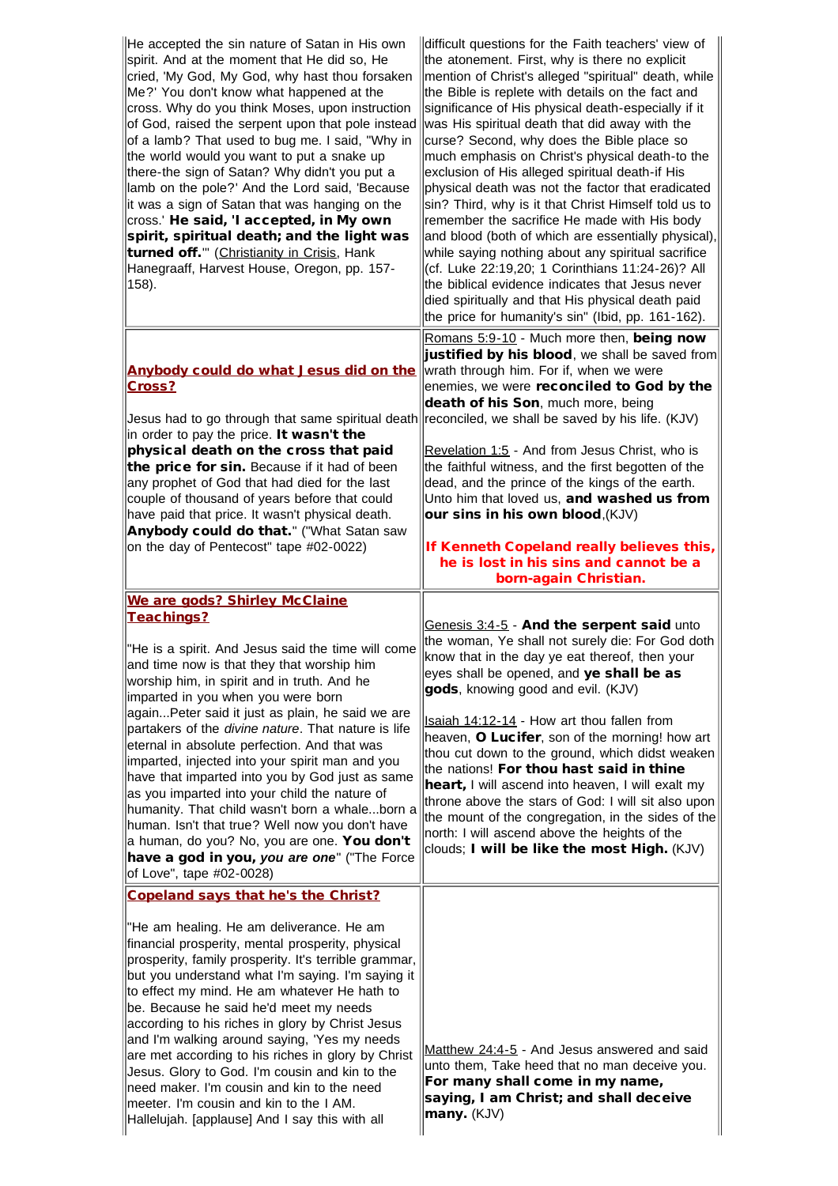| | |
|---|---|
| He accepted the sin nature of Satan in His own spirit. And at the moment that He did so, He cried, 'My God, My God, why hast thou forsaken Me?' You don't know what happened at the cross. Why do you think Moses, upon instruction of God, raised the serpent upon that pole instead of a lamb? That used to bug me. I said, "Why in the world would you want to put a snake up there-the sign of Satan? Why didn't you put a lamb on the pole?' And the Lord said, 'Because it was a sign of Satan that was hanging on the cross.' **He said, 'I accepted, in My own spirit, spiritual death; and the light was turned off.'**" (Christianity in Crisis, Hank Hanegraaff, Harvest House, Oregon, pp. 157-158). | difficult questions for the Faith teachers' view of the atonement. First, why is there no explicit mention of Christ's alleged "spiritual" death, while the Bible is replete with details on the fact and significance of His physical death-especially if it was His spiritual death that did away with the curse? Second, why does the Bible place so much emphasis on Christ's physical death-to the exclusion of His alleged spiritual death-if His physical death was not the factor that eradicated sin? Third, why is it that Christ Himself told us to remember the sacrifice He made with His body and blood (both of which are essentially physical), while saying nothing about any spiritual sacrifice (cf. Luke 22:19,20; 1 Corinthians 11:24-26)? All the biblical evidence indicates that Jesus never died spiritually and that His physical death paid the price for humanity's sin" (Ibid, pp. 161-162). |
| **Anybody could do what Jesus did on the Cross?**<br><br>Jesus had to go through that same spiritual death in order to pay the price. **It wasn't the physical death on the cross that paid the price for sin.** Because if it had of been any prophet of God that had died for the last couple of thousand of years before that could have paid that price. It wasn't physical death. **Anybody could do that.**" ("What Satan saw on the day of Pentecost" tape #02-0022) | Romans 5:9-10 - Much more then, **being now justified by his blood**, we shall be saved from wrath through him. For if, when we were enemies, we were **reconciled to God by the death of his Son**, much more, being reconciled, we shall be saved by his life. (KJV)<br><br>Revelation 1:5 - And from Jesus Christ, who is the faithful witness, and the first begotten of the dead, and the prince of the kings of the earth. Unto him that loved us, **and washed us from our sins in his own blood**,(KJV)<br><br>**If Kenneth Copeland really believes this, he is lost in his sins and cannot be a born-again Christian.** |
| **We are gods? Shirley McClaine Teachings?**<br><br>"He is a spirit. And Jesus said the time will come and time now is that they that worship him worship him, in spirit and in truth. And he imparted in you when you were born again...Peter said it just as plain, he said we are partakers of the *divine nature*. That nature is life eternal in absolute perfection. And that was imparted, injected into your spirit man and you have that imparted into you by God just as same as you imparted into your child the nature of humanity. That child wasn't born a whale...born a human. Isn't that true? Well now you don't have a human, do you? No, you are one. **You don't have a god in you,** ***you are one***" ("The Force of Love", tape #02-0028) | Genesis 3:4-5 - **And the serpent said** unto the woman, Ye shall not surely die: For God doth know that in the day ye eat thereof, then your eyes shall be opened, and **ye shall be as gods**, knowing good and evil. (KJV)<br><br>Isaiah 14:12-14 - How art thou fallen from heaven, **O Lucifer**, son of the morning! how art thou cut down to the ground, which didst weaken the nations! **For thou hast said in thine heart,** I will ascend into heaven, I will exalt my throne above the stars of God: I will sit also upon the mount of the congregation, in the sides of the north: I will ascend above the heights of the clouds; **I will be like the most High.** (KJV) |
| **Copeland says that he's the Christ?**<br><br>"He am healing. He am deliverance. He am financial prosperity, mental prosperity, physical prosperity, family prosperity. It's terrible grammar, but you understand what I'm saying. I'm saying it to effect my mind. He am whatever He hath to be. Because he said he'd meet my needs according to his riches in glory by Christ Jesus and I'm walking around saying, 'Yes my needs are met according to his riches in glory by Christ Jesus. Glory to God. I'm cousin and kin to the need maker. I'm cousin and kin to the need meeter. I'm cousin and kin to the I AM. Hallelujah. [applause] And I say this with all | Matthew 24:4-5 - And Jesus answered and said unto them, Take heed that no man deceive you. **For many shall come in my name, saying, I am Christ; and shall deceive many.** (KJV) |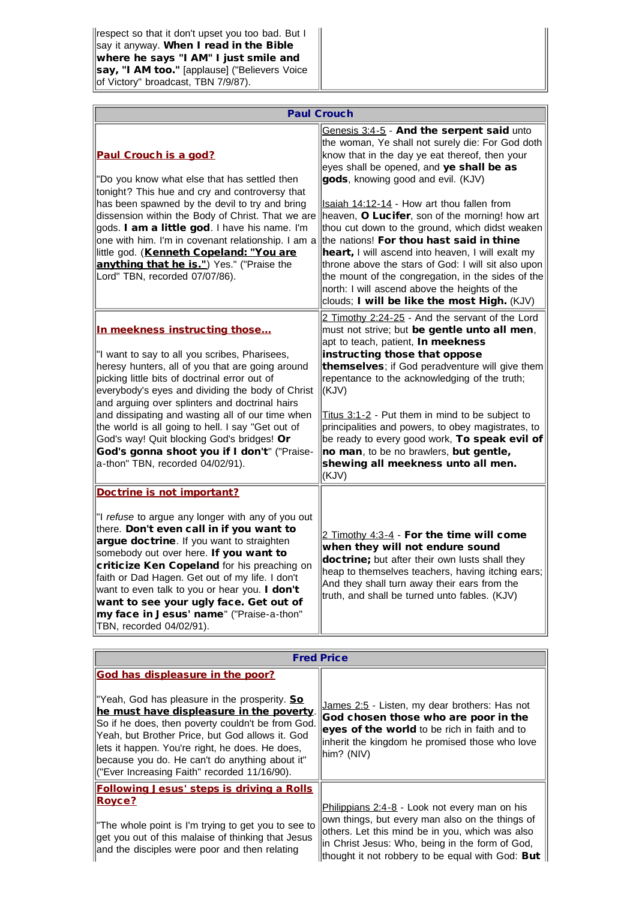| | |
|---|---|
| respect so that it don't upset you too bad. But I say it anyway. **When I read in the Bible where he says "I AM" I just smile and say, "I AM too."** [applause] ("Believers Voice of Victory" broadcast, TBN 7/9/87). | |

| **Paul Crouch** | |
|---|---|
| **Paul Crouch is a god?**<br><br>"Do you know what else that has settled then tonight? This hue and cry and controversy that has been spawned by the devil to try and bring dissension within the Body of Christ. That we are gods. **I am a little god**. I have his name. I'm one with him. I'm in covenant relationship. I am a little god. (**Kenneth Copeland: "You are anything that he is."**) Yes." ("Praise the Lord" TBN, recorded 07/07/86). | Genesis 3:4-5 - **And the serpent said** unto the woman, Ye shall not surely die: For God doth know that in the day ye eat thereof, then your eyes shall be opened, and **ye shall be as gods**, knowing good and evil. (KJV)<br><br>Isaiah 14:12-14 - How art thou fallen from heaven, **O Lucifer**, son of the morning! how art thou cut down to the ground, which didst weaken the nations! **For thou hast said in thine heart,** I will ascend into heaven, I will exalt my throne above the stars of God: I will sit also upon the mount of the congregation, in the sides of the north: I will ascend above the heights of the clouds; **I will be like the most High.** (KJV) |
| **In meekness instructing those...**<br><br>"I want to say to all you scribes, Pharisees, heresy hunters, all of you that are going around picking little bits of doctrinal error out of everybody's eyes and dividing the body of Christ and arguing over splinters and doctrinal hairs and dissipating and wasting all of our time when the world is all going to hell. I say "Get out of God's way! Quit blocking God's bridges! **Or God's gonna shoot you if I don't**" ("Praise-a-thon" TBN, recorded 04/02/91). | 2 Timothy 2:24-25 - And the servant of the Lord must not strive; but **be gentle unto all men**, apt to teach, patient, **In meekness instructing those that oppose themselves**; if God peradventure will give them repentance to the acknowledging of the truth; (KJV)<br><br>Titus 3:1-2 - Put them in mind to be subject to principalities and powers, to obey magistrates, to be ready to every good work, **To speak evil of no man**, to be no brawlers, **but gentle, shewing all meekness unto all men.** (KJV) |
| **Doctrine is not important?**<br><br>"I *refuse* to argue any longer with any of you out there. **Don't even call in if you want to argue doctrine**. If you want to straighten somebody out over here. **If you want to criticize Ken Copeland** for his preaching on faith or Dad Hagen. Get out of my life. I don't want to even talk to you or hear you. **I don't want to see your ugly face. Get out of my face in Jesus' name**" ("Praise-a-thon" TBN, recorded 04/02/91). | 2 Timothy 4:3-4 - **For the time will come when they will not endure sound doctrine;** but after their own lusts shall they heap to themselves teachers, having itching ears; And they shall turn away their ears from the truth, and shall be turned unto fables. (KJV) |

| **Fred Price** | |
|---|---|
| **God has displeasure in the poor?**<br><br>"Yeah, God has pleasure in the prosperity. **So he must have displeasure in the poverty**. So if he does, then poverty couldn't be from God. Yeah, but Brother Price, but God allows it. God lets it happen. You're right, he does. He does, because you do. He can't do anything about it" ("Ever Increasing Faith" recorded 11/16/90). | James 2:5 - Listen, my dear brothers: Has not **God chosen those who are poor in the eyes of the world** to be rich in faith and to inherit the kingdom he promised those who love him? (NIV) |
| **Following Jesus' steps is driving a Rolls Royce?**<br><br>"The whole point is I'm trying to get you to see to get you out of this malaise of thinking that Jesus and the disciples were poor and then relating | Philippians 2:4-8 - Look not every man on his own things, but every man also on the things of others. Let this mind be in you, which was also in Christ Jesus: Who, being in the form of God, thought it not robbery to be equal with God: **But** |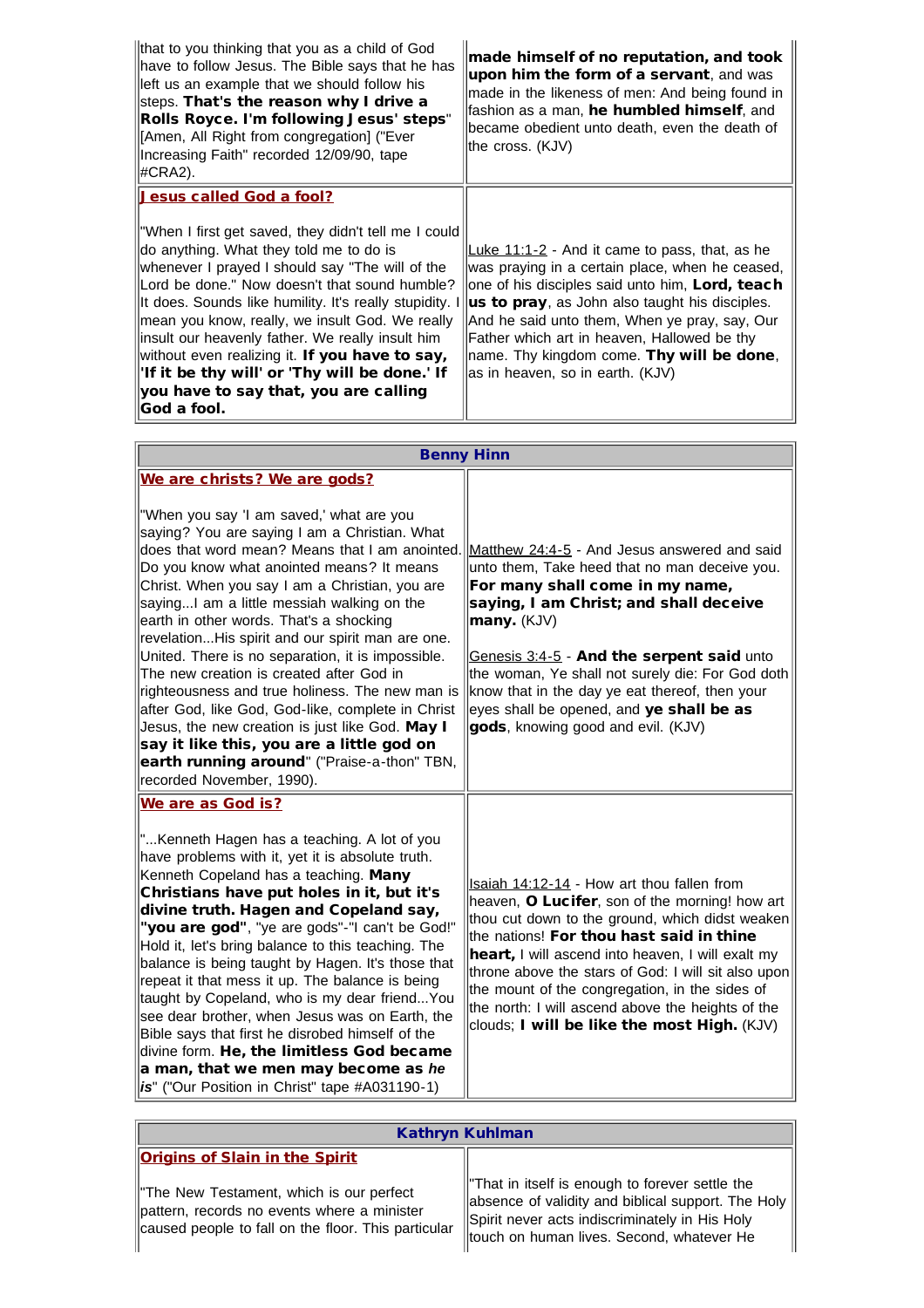| | |
|---|---|
| that to you thinking that you as a child of God have to follow Jesus. The Bible says that he has left us an example that we should follow his steps. **That's the reason why I drive a Rolls Royce. I'm following Jesus' steps**" [Amen, All Right from congregation] ("Ever Increasing Faith" recorded 12/09/90, tape #CRA2). | **made himself of no reputation, and took upon him the form of a servant**, and was made in the likeness of men: And being found in fashion as a man, **he humbled himself**, and became obedient unto death, even the death of the cross. (KJV) |
| **Jesus called God a fool?**<br><br>"When I first get saved, they didn't tell me I could do anything. What they told me to do is whenever I prayed I should say "The will of the Lord be done." Now doesn't that sound humble? It does. Sounds like humility. It's really stupidity. I mean you know, really, we insult God. We really insult our heavenly father. We really insult him without even realizing it. **If you have to say, 'If it be thy will' or 'Thy will be done.' If you have to say that, you are calling God a fool.** | Luke 11:1-2 - And it came to pass, that, as he was praying in a certain place, when he ceased, one of his disciples said unto him, **Lord, teach us to pray**, as John also taught his disciples. And he said unto them, When ye pray, say, Our Father which art in heaven, Hallowed be thy name. Thy kingdom come. **Thy will be done**, as in heaven, so in earth. (KJV) |

## Benny Hinn

| | |
|---|---|
| **We are christs? We are gods?**<br><br>"When you say 'I am saved,' what are you saying? You are saying I am a Christian. What does that word mean? Means that I am anointed. Do you know what anointed means? It means Christ. When you say I am a Christian, you are saying...I am a little messiah walking on the earth in other words. That's a shocking revelation...His spirit and our spirit man are one. United. There is no separation, it is impossible. The new creation is created after God in righteousness and true holiness. The new man is after God, like God, God-like, complete in Christ Jesus, the new creation is just like God. **May I say it like this, you are a little god on earth running around**" ("Praise-a-thon" TBN, recorded November, 1990). | Matthew 24:4-5 - And Jesus answered and said unto them, Take heed that no man deceive you. **For many shall come in my name, saying, I am Christ; and shall deceive many.** (KJV)<br><br>Genesis 3:4-5 - **And the serpent said** unto the woman, Ye shall not surely die: For God doth know that in the day ye eat thereof, then your eyes shall be opened, and **ye shall be as gods**, knowing good and evil. (KJV) |
| **We are as God is?**<br><br>"...Kenneth Hagen has a teaching. A lot of you have problems with it, yet it is absolute truth. Kenneth Copeland has a teaching. **Many Christians have put holes in it, but it's divine truth. Hagen and Copeland say, "you are god"**, "ye are gods"-"I can't be God!" Hold it, let's bring balance to this teaching. The balance is being taught by Hagen. It's those that repeat it that mess it up. The balance is being taught by Copeland, who is my dear friend...You see dear brother, when Jesus was on Earth, the Bible says that first he disrobed himself of the divine form. **He, the limitless God became a man, that we men may become as *he is*"** ("Our Position in Christ" tape #A031190-1) | Isaiah 14:12-14 - How art thou fallen from heaven, **O Lucifer**, son of the morning! how art thou cut down to the ground, which didst weaken the nations! **For thou hast said in thine heart,** I will ascend into heaven, I will exalt my throne above the stars of God: I will sit also upon the mount of the congregation, in the sides of the north: I will ascend above the heights of the clouds; **I will be like the most High.** (KJV) |

## Kathryn Kuhlman

| | |
|---|---|
| **Origins of Slain in the Spirit**<br><br>"The New Testament, which is our perfect pattern, records no events where a minister caused people to fall on the floor. This particular | "That in itself is enough to forever settle the absence of validity and biblical support. The Holy Spirit never acts indiscriminately in His Holy touch on human lives. Second, whatever He |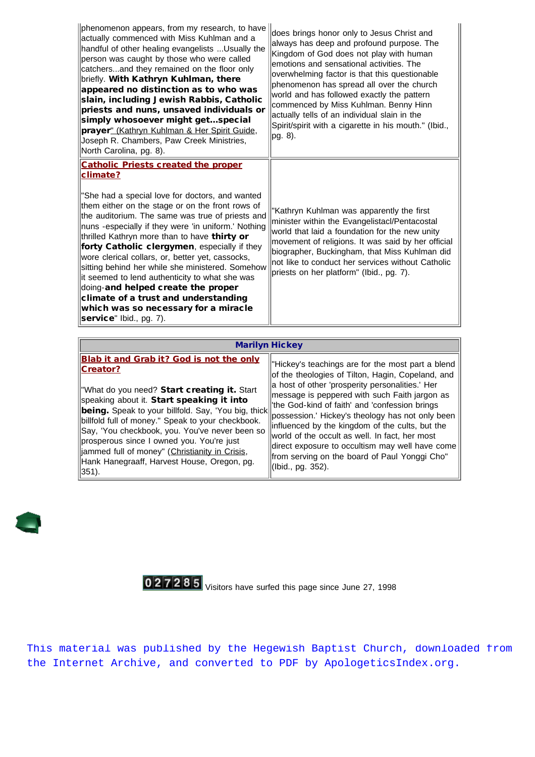| | |
|---|---|
| phenomenon appears, from my research, to have actually commenced with Miss Kuhlman and a handful of other healing evangelists ...Usually the person was caught by those who were called catchers...and they remained on the floor only briefly. **With Kathryn Kuhlman, there appeared no distinction as to who was slain, including Jewish Rabbis, Catholic priests and nuns, unsaved individuals or simply whosoever might get...special prayer**" (Kathryn Kuhlman & Her Spirit Guide, Joseph R. Chambers, Paw Creek Ministries, North Carolina, pg. 8). | does brings honor only to Jesus Christ and always has deep and profound purpose. The Kingdom of God does not play with human emotions and sensational activities. The overwhelming factor is that this questionable phenomenon has spread all over the church world and has followed exactly the pattern commenced by Miss Kuhlman. Benny Hinn actually tells of an individual slain in the Spirit/spirit with a cigarette in his mouth." (Ibid., pg. 8). |
| **Catholic Priests created the proper climate?**<br><br>"She had a special love for doctors, and wanted them either on the stage or on the front rows of the auditorium. The same was true of priests and nuns -especially if they were 'in uniform.' Nothing thrilled Kathryn more than to have **thirty or forty Catholic clergymen**, especially if they wore clerical collars, or, better yet, cassocks, sitting behind her while she ministered. Somehow it seemed to lend authenticity to what she was doing-**and helped create the proper climate of a trust and understanding which was so necessary for a miracle service**" Ibid., pg. 7). | "Kathryn Kuhlman was apparently the first minister within the Evangelistacl/Pentacostal world that laid a foundation for the new unity movement of religions. It was said by her official biographer, Buckingham, that Miss Kuhlman did not like to conduct her services without Catholic priests on her platform" (Ibid., pg. 7). |

| Marilyn Hickey | |
|---|---|
| **Blab it and Grab it? God is not the only Creator?**<br><br>"What do you need? **Start creating it.** Start speaking about it. **Start speaking it into being.** Speak to your billfold. Say, 'You big, thick billfold full of money." Speak to your checkbook. Say, 'You checkbook, you. You've never been so prosperous since I owned you. You're just jammed full of money" (Christianity in Crisis, Hank Hanegraaff, Harvest House, Oregon, pg. 351). | "Hickey's teachings are for the most part a blend of the theologies of Tilton, Hagin, Copeland, and a host of other 'prosperity personalities.' Her message is peppered with such Faith jargon as 'the God-kind of faith' and 'confession brings possession.' Hickey's theology has not only been influenced by the kingdom of the cults, but the world of the occult as well. In fact, her most direct exposure to occultism may well have come from serving on the board of Paul Yonggi Cho" (Ibid., pg. 352). |

027285 Visitors have surfed this page since June 27, 1998

This material was published by the Hegewish Baptist Church, downloaded from the Internet Archive, and converted to PDF by ApologeticsIndex.org.